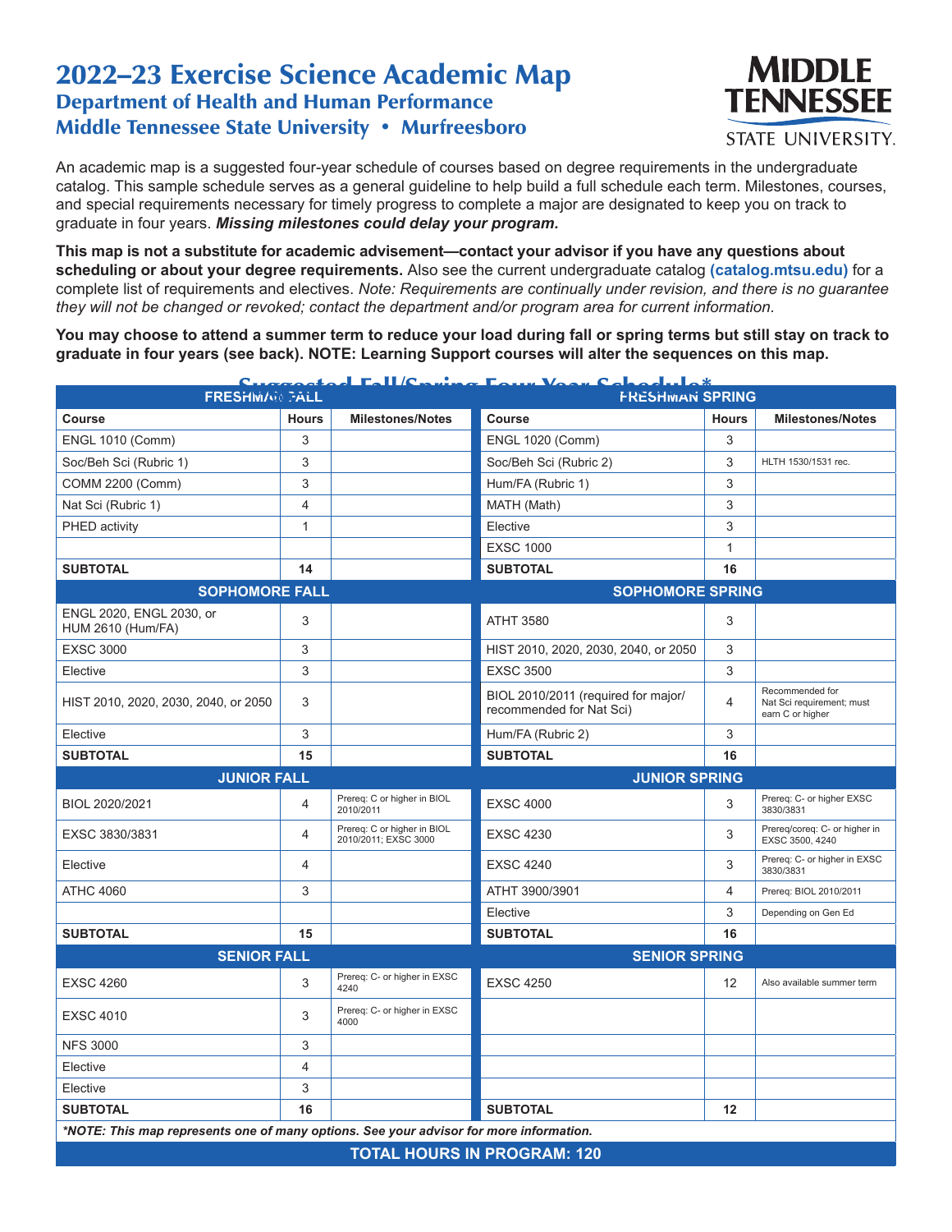# 2022–23 Exercise Science Academic Map

## Department of Health and Human Performance

## Middle Tennessee State University • Murfreesboro

MIDDLE TENNESSEE STATE UNIVERSITY.

An academic map is a suggested four-year schedule of courses based on degree requirements in the undergraduate catalog. This sample schedule serves as a general guideline to help build a full schedule each term. Milestones, courses, and special requirements necessary for timely progress to complete a major are designated to keep you on track to graduate in four years. ***Missing milestones could delay your program.***

**This map is not a substitute for academic advisement—contact your advisor if you have any questions about scheduling or about your degree requirements.** Also see the current undergraduate catalog **(catalog.mtsu.edu)** for a complete list of requirements and electives. *Note: Requirements are continually under revision, and there is no guarantee they will not be changed or revoked; contact the department and/or program area for current information.*

**You may choose to attend a summer term to reduce your load during fall or spring terms but still stay on track to graduate in four years (see back). NOTE: Learning Support courses will alter the sequences on this map.**

## Suggested Fall/Spring Four-Year Schedule*

| **FRESHMAN FALL** | | | **FRESHMAN SPRING** | | |
|---|---|---|---|---|---|
| **Course** | **Hours** | **Milestones/Notes** | **Course** | **Hours** | **Milestones/Notes** |
| ENGL 1010 (Comm) | 3 | | ENGL 1020 (Comm) | 3 | |
| Soc/Beh Sci (Rubric 1) | 3 | | Soc/Beh Sci (Rubric 2) | 3 | HLTH 1530/1531 rec. |
| COMM 2200 (Comm) | 3 | | Hum/FA (Rubric 1) | 3 | |
| Nat Sci (Rubric 1) | 4 | | MATH (Math) | 3 | |
| PHED activity | 1 | | Elective | 3 | |
| | | | EXSC 1000 | 1 | |
| **SUBTOTAL** | **14** | | **SUBTOTAL** | **16** | |
| **SOPHOMORE FALL** | | | **SOPHOMORE SPRING** | | |
| ENGL 2020, ENGL 2030, or HUM 2610 (Hum/FA) | 3 | | ATHT 3580 | 3 | |
| EXSC 3000 | 3 | | HIST 2010, 2020, 2030, 2040, or 2050 | 3 | |
| Elective | 3 | | EXSC 3500 | 3 | |
| HIST 2010, 2020, 2030, 2040, or 2050 | 3 | | BIOL 2010/2011 (required for major/ recommended for Nat Sci) | 4 | Recommended for Nat Sci requirement; must earn C or higher |
| Elective | 3 | | Hum/FA (Rubric 2) | 3 | |
| **SUBTOTAL** | **15** | | **SUBTOTAL** | **16** | |
| **JUNIOR FALL** | | | **JUNIOR SPRING** | | |
| BIOL 2020/2021 | 4 | Prereq: C or higher in BIOL 2010/2011 | EXSC 4000 | 3 | Prereq: C- or higher EXSC 3830/3831 |
| EXSC 3830/3831 | 4 | Prereq: C or higher in BIOL 2010/2011; EXSC 3000 | EXSC 4230 | 3 | Prereq/coreq: C- or higher in EXSC 3500, 4240 |
| Elective | 4 | | EXSC 4240 | 3 | Prereq: C- or higher in EXSC 3830/3831 |
| ATHC 4060 | 3 | | ATHT 3900/3901 | 4 | Prereq: BIOL 2010/2011 |
| | | | Elective | 3 | Depending on Gen Ed |
| **SUBTOTAL** | **15** | | **SUBTOTAL** | **16** | |
| **SENIOR FALL** | | | **SENIOR SPRING** | | |
| EXSC 4260 | 3 | Prereq: C- or higher in EXSC 4240 | EXSC 4250 | 12 | Also available summer term |
| EXSC 4010 | 3 | Prereq: C- or higher in EXSC 4000 | | | |
| NFS 3000 | 3 | | | | |
| Elective | 4 | | | | |
| Elective | 3 | | | | |
| **SUBTOTAL** | **16** | | **SUBTOTAL** | **12** | |

***NOTE: This map represents one of many options. See your advisor for more information.**

**TOTAL HOURS IN PROGRAM: 120**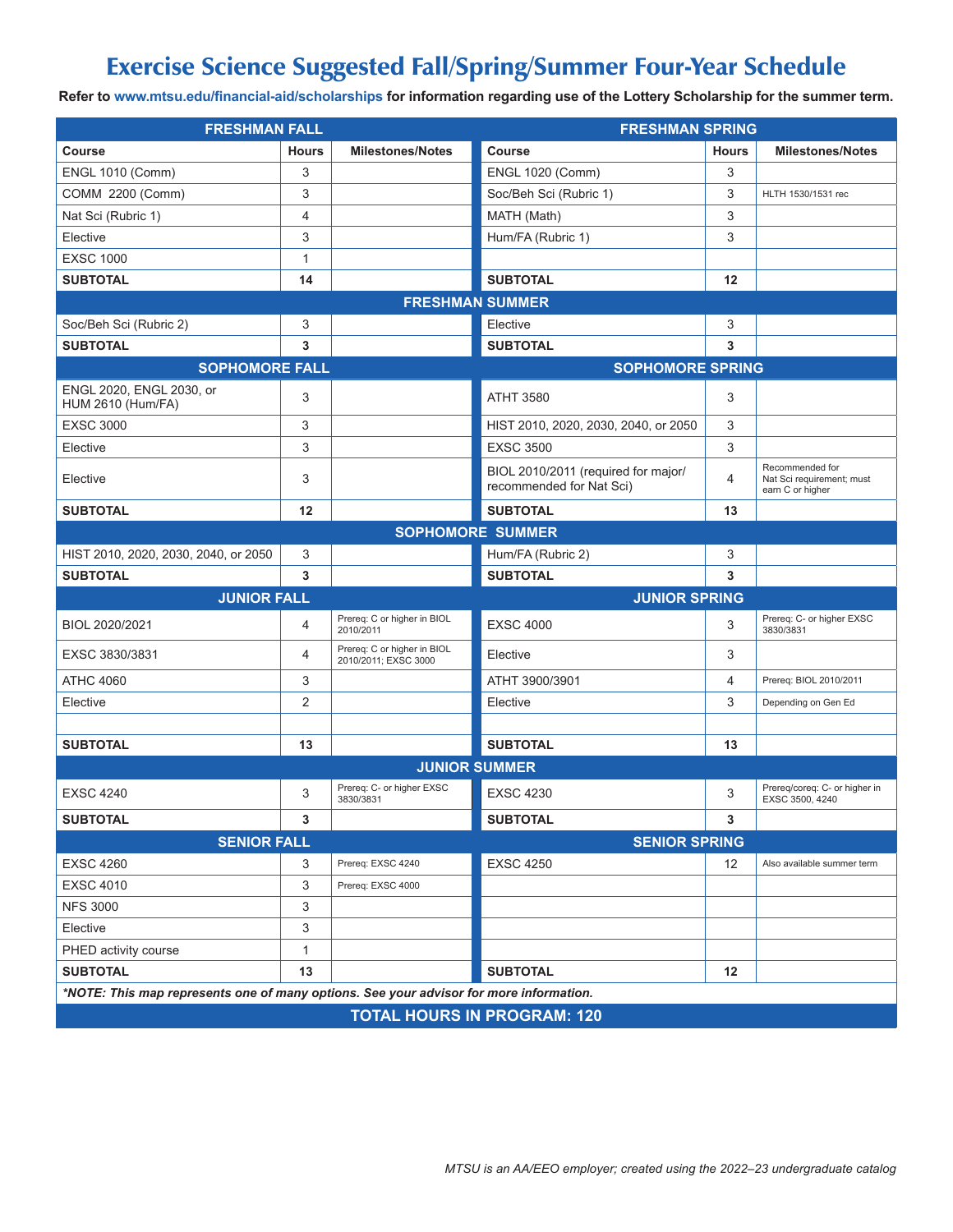# Exercise Science Suggested Fall/Spring/Summer Four-Year Schedule

**Refer to www.mtsu.edu/financial-aid/scholarships for information regarding use of the Lottery Scholarship for the summer term.**

| FRESHMAN FALL | | | FRESHMAN SPRING | | |
|---|---|---|---|---|---|
| **Course** | **Hours** | **Milestones/Notes** | **Course** | **Hours** | **Milestones/Notes** |
| ENGL 1010 (Comm) | 3 | | ENGL 1020 (Comm) | 3 | |
| COMM 2200 (Comm) | 3 | | Soc/Beh Sci (Rubric 1) | 3 | HLTH 1530/1531 rec |
| Nat Sci (Rubric 1) | 4 | | MATH (Math) | 3 | |
| Elective | 3 | | Hum/FA (Rubric 1) | 3 | |
| EXSC 1000 | 1 | | | | |
| **SUBTOTAL** | **14** | | **SUBTOTAL** | **12** | |
| **FRESHMAN SUMMER** | | | | | |
| Soc/Beh Sci (Rubric 2) | 3 | | Elective | 3 | |
| **SUBTOTAL** | **3** | | **SUBTOTAL** | **3** | |
| **SOPHOMORE FALL** | | | **SOPHOMORE SPRING** | | |
| ENGL 2020, ENGL 2030, or HUM 2610 (Hum/FA) | 3 | | ATHT 3580 | 3 | |
| EXSC 3000 | 3 | | HIST 2010, 2020, 2030, 2040, or 2050 | 3 | |
| Elective | 3 | | EXSC 3500 | 3 | |
| Elective | 3 | | BIOL 2010/2011 (required for major/ recommended for Nat Sci) | 4 | Recommended for Nat Sci requirement; must earn C or higher |
| **SUBTOTAL** | **12** | | **SUBTOTAL** | **13** | |
| **SOPHOMORE SUMMER** | | | | | |
| HIST 2010, 2020, 2030, 2040, or 2050 | 3 | | Hum/FA (Rubric 2) | 3 | |
| **SUBTOTAL** | **3** | | **SUBTOTAL** | **3** | |
| **JUNIOR FALL** | | | **JUNIOR SPRING** | | |
| BIOL 2020/2021 | 4 | Prereq: C or higher in BIOL 2010/2011 | EXSC 4000 | 3 | Prereq: C- or higher EXSC 3830/3831 |
| EXSC 3830/3831 | 4 | Prereq: C or higher in BIOL 2010/2011; EXSC 3000 | Elective | 3 | |
| ATHC 4060 | 3 | | ATHT 3900/3901 | 4 | Prereq: BIOL 2010/2011 |
| Elective | 2 | | Elective | 3 | Depending on Gen Ed |
| | | | | | |
| **SUBTOTAL** | **13** | | **SUBTOTAL** | **13** | |
| **JUNIOR SUMMER** | | | | | |
| EXSC 4240 | 3 | Prereq: C- or higher EXSC 3830/3831 | EXSC 4230 | 3 | Prereq/coreq: C- or higher in EXSC 3500, 4240 |
| **SUBTOTAL** | **3** | | **SUBTOTAL** | **3** | |
| **SENIOR FALL** | | | **SENIOR SPRING** | | |
| EXSC 4260 | 3 | Prereq: EXSC 4240 | EXSC 4250 | 12 | Also available summer term |
| EXSC 4010 | 3 | Prereq: EXSC 4000 | | | |
| NFS 3000 | 3 | | | | |
| Elective | 3 | | | | |
| PHED activity course | 1 | | | | |
| **SUBTOTAL** | **13** | | **SUBTOTAL** | **12** | |

***NOTE: This map represents one of many options. See your advisor for more information.**

**TOTAL HOURS IN PROGRAM: 120**

*MTSU is an AA/EEO employer; created using the 2022–23 undergraduate catalog*